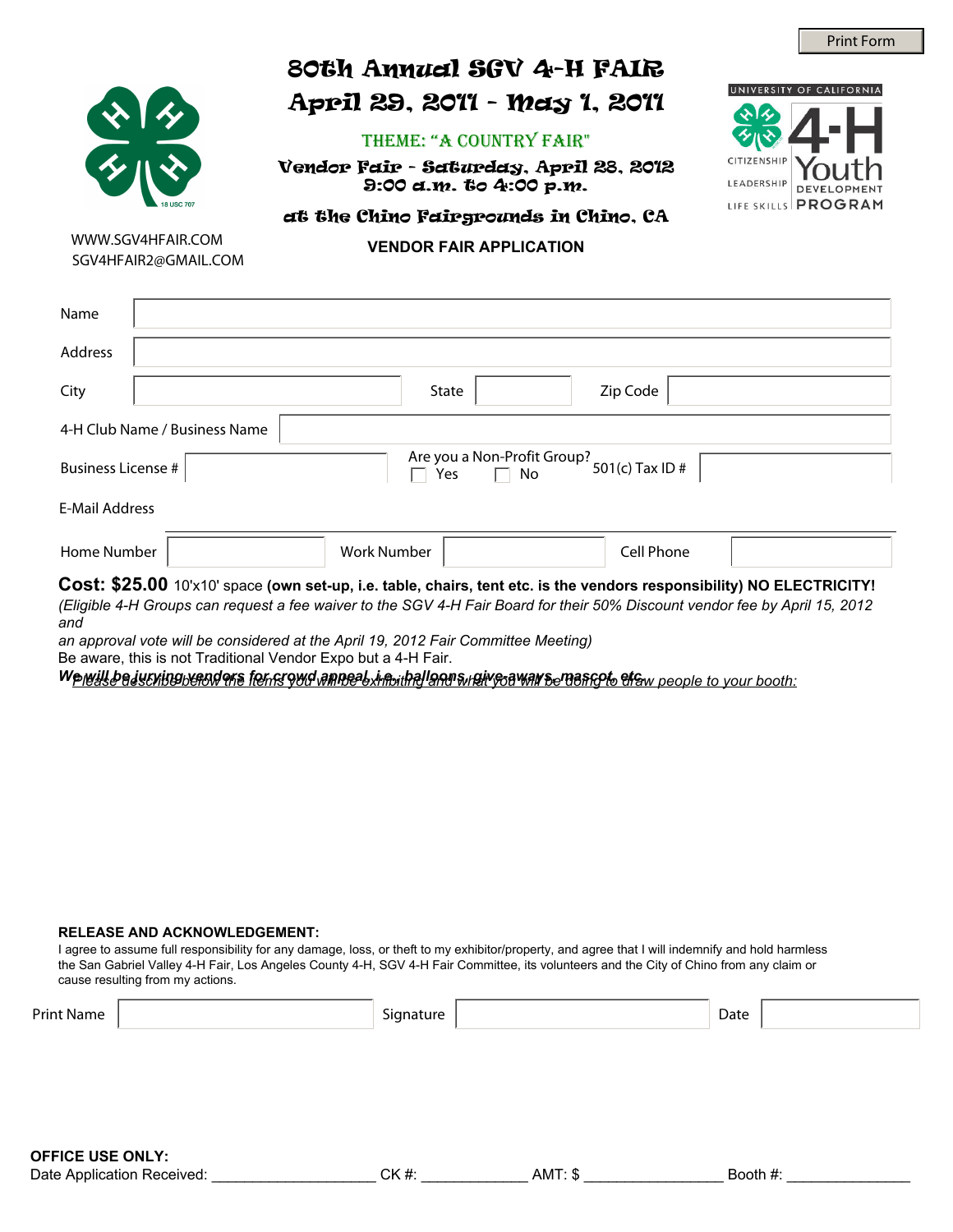Print Form

# 80th Annual SGV 4-H FAIR

## April 29, 2011 - May 1, 2011

THEME: "A COUNTRY FAIR"

**Vendor Fair - Saturday, April 28, 2012**
**9:00 a.m. to 4:00 p.m.**

**at the Chino Fairgrounds in Chino, CA**

UNIVERSITY OF CALIFORNIA 4-H Youth Development Program — CITIZENSHIP, LEADERSHIP, LIFE SKILLS

18 USC 707

WWW.SGV4HFAIR.COM
SGV4HFAIR2@GMAIL.COM

**VENDOR FAIR APPLICATION**

| | | | | | |
|---|---|---|---|---|---|
| Name | | | | | |
| Address | | | | | |
| City | | State | | Zip Code | |
| 4-H Club Name / Business Name | | | | | |
| Business License # | | Are you a Non-Profit Group? ☐ Yes ☐ No | | 501(c) Tax ID # | |
| E-Mail Address | | | | | |
| Home Number | | Work Number | | Cell Phone | |

**Cost: $25.00** 10'x10' space **(own set-up, i.e. table, chairs, tent etc. is the vendors responsibility) NO ELECTRICITY!**

*(Eligible 4-H Groups can request a fee waiver to the SGV 4-H Fair Board for their 50% Discount vendor fee by April 15, 2012 and an approval vote will be considered at the April 19, 2012 Fair Committee Meeting)*

Be aware, this is not Traditional Vendor Expo but a 4-H Fair.

**We will be jurying vendors for crowd appeal, i.e. balloons, give-aways, mascot, etc.**

*Please describe below the items you will be exhibiting and what you will be doing to draw people to your booth:*

**RELEASE AND ACKNOWLEDGEMENT:**

I agree to assume full responsibility for any damage, loss, or theft to my exhibitor/property, and agree that I will indemnify and hold harmless the San Gabriel Valley 4-H Fair, Los Angeles County 4-H, SGV 4-H Fair Committee, its volunteers and the City of Chino from any claim or cause resulting from my actions.

| | | | | | |
|---|---|---|---|---|---|
| Print Name | | Signature | | Date | |

**OFFICE USE ONLY:**

Date Application Received: ____________________ CK #: _____________ AMT: $ _________________ Booth #: _______________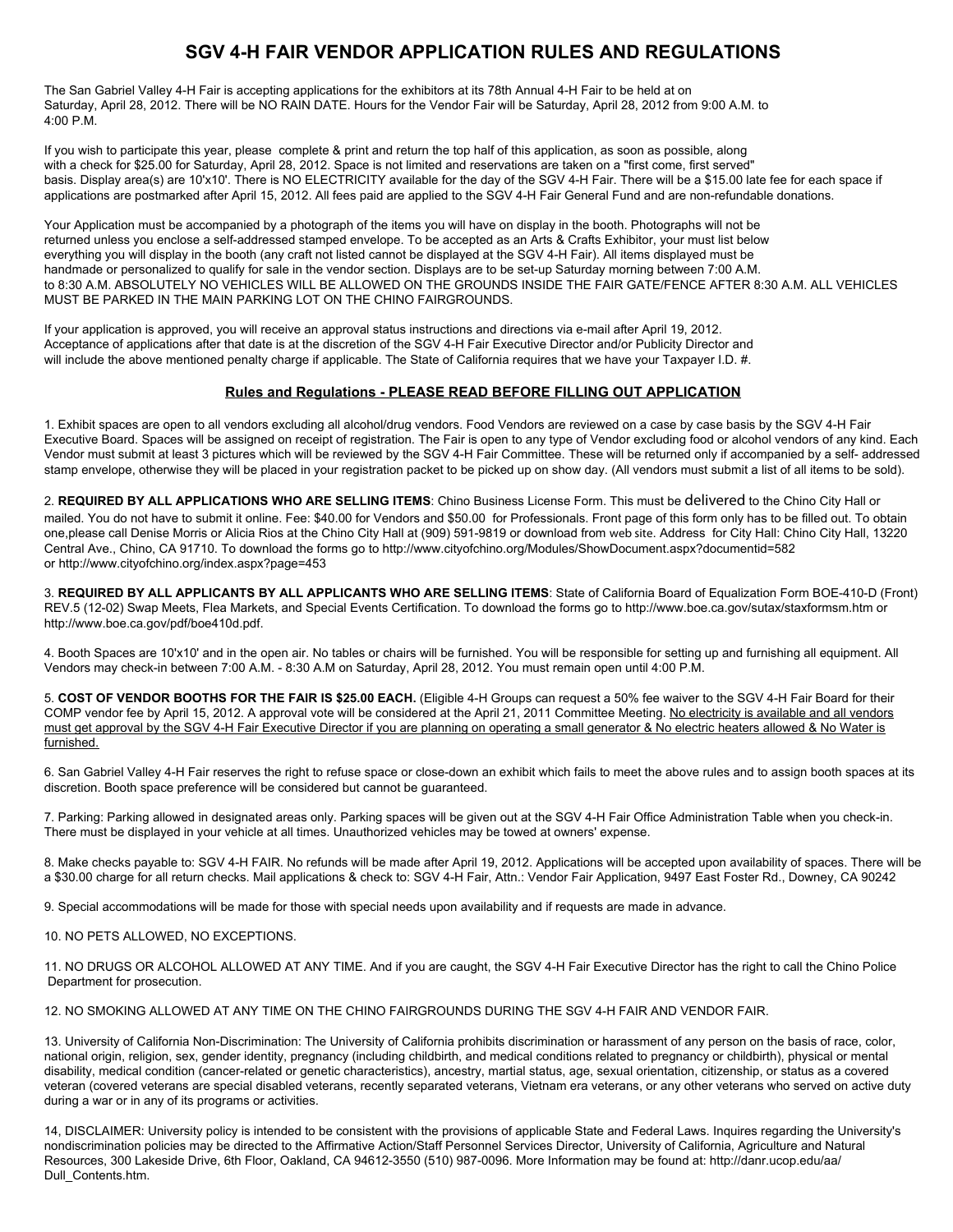# SGV 4-H FAIR VENDOR APPLICATION RULES AND REGULATIONS

The San Gabriel Valley 4-H Fair is accepting applications for the exhibitors at its 78th Annual 4-H Fair to be held at on Saturday, April 28, 2012. There will be NO RAIN DATE. Hours for the Vendor Fair will be Saturday, April 28, 2012 from 9:00 A.M. to 4:00 P.M.

If you wish to participate this year, please complete & print and return the top half of this application, as soon as possible, along with a check for $25.00 for Saturday, April 28, 2012. Space is not limited and reservations are taken on a "first come, first served" basis. Display area(s) are 10'x10'. There is NO ELECTRICITY available for the day of the SGV 4-H Fair. There will be a $15.00 late fee for each space if applications are postmarked after April 15, 2012. All fees paid are applied to the SGV 4-H Fair General Fund and are non-refundable donations.

Your Application must be accompanied by a photograph of the items you will have on display in the booth. Photographs will not be returned unless you enclose a self-addressed stamped envelope. To be accepted as an Arts & Crafts Exhibitor, your must list below everything you will display in the booth (any craft not listed cannot be displayed at the SGV 4-H Fair). All items displayed must be handmade or personalized to qualify for sale in the vendor section. Displays are to be set-up Saturday morning between 7:00 A.M. to 8:30 A.M. ABSOLUTELY NO VEHICLES WILL BE ALLOWED ON THE GROUNDS INSIDE THE FAIR GATE/FENCE AFTER 8:30 A.M. ALL VEHICLES MUST BE PARKED IN THE MAIN PARKING LOT ON THE CHINO FAIRGROUNDS.

If your application is approved, you will receive an approval status instructions and directions via e-mail after April 19, 2012. Acceptance of applications after that date is at the discretion of the SGV 4-H Fair Executive Director and/or Publicity Director and will include the above mentioned penalty charge if applicable. The State of California requires that we have your Taxpayer I.D. #.

## Rules and Regulations - PLEASE READ BEFORE FILLING OUT APPLICATION

1. Exhibit spaces are open to all vendors excluding all alcohol/drug vendors. Food Vendors are reviewed on a case by case basis by the SGV 4-H Fair Executive Board. Spaces will be assigned on receipt of registration. The Fair is open to any type of Vendor excluding food or alcohol vendors of any kind. Each Vendor must submit at least 3 pictures which will be reviewed by the SGV 4-H Fair Committee. These will be returned only if accompanied by a self- addressed stamp envelope, otherwise they will be placed in your registration packet to be picked up on show day. (All vendors must submit a list of all items to be sold).

2. **REQUIRED BY ALL APPLICATIONS WHO ARE SELLING ITEMS**: Chino Business License Form. This must be delivered to the Chino City Hall or mailed. You do not have to submit it online. Fee: $40.00 for Vendors and $50.00 for Professionals. Front page of this form only has to be filled out. To obtain one,please call Denise Morris or Alicia Rios at the Chino City Hall at (909) 591-9819 or download from web site. Address for City Hall: Chino City Hall, 13220 Central Ave., Chino, CA 91710. To download the forms go to http://www.cityofchino.org/Modules/ShowDocument.aspx?documentid=582 or http://www.cityofchino.org/index.aspx?page=453

3. **REQUIRED BY ALL APPLICANTS BY ALL APPLICANTS WHO ARE SELLING ITEMS**: State of California Board of Equalization Form BOE-410-D (Front) REV.5 (12-02) Swap Meets, Flea Markets, and Special Events Certification. To download the forms go to http://www.boe.ca.gov/sutax/staxformsm.htm or http://www.boe.ca.gov/pdf/boe410d.pdf.

4. Booth Spaces are 10'x10' and in the open air. No tables or chairs will be furnished. You will be responsible for setting up and furnishing all equipment. All Vendors may check-in between 7:00 A.M. - 8:30 A.M on Saturday, April 28, 2012. You must remain open until 4:00 P.M.

5. **COST OF VENDOR BOOTHS FOR THE FAIR IS $25.00 EACH.** (Eligible 4-H Groups can request a 50% fee waiver to the SGV 4-H Fair Board for their COMP vendor fee by April 15, 2012. A approval vote will be considered at the April 21, 2011 Committee Meeting. No electricity is available and all vendors must get approval by the SGV 4-H Fair Executive Director if you are planning on operating a small generator & No electric heaters allowed & No Water is furnished.

6. San Gabriel Valley 4-H Fair reserves the right to refuse space or close-down an exhibit which fails to meet the above rules and to assign booth spaces at its discretion. Booth space preference will be considered but cannot be guaranteed.

7. Parking: Parking allowed in designated areas only. Parking spaces will be given out at the SGV 4-H Fair Office Administration Table when you check-in. There must be displayed in your vehicle at all times. Unauthorized vehicles may be towed at owners' expense.

8. Make checks payable to: SGV 4-H FAIR. No refunds will be made after April 19, 2012. Applications will be accepted upon availability of spaces. There will be a $30.00 charge for all return checks. Mail applications & check to: SGV 4-H Fair, Attn.: Vendor Fair Application, 9497 East Foster Rd., Downey, CA 90242

9. Special accommodations will be made for those with special needs upon availability and if requests are made in advance.

10. NO PETS ALLOWED, NO EXCEPTIONS.

11. NO DRUGS OR ALCOHOL ALLOWED AT ANY TIME. And if you are caught, the SGV 4-H Fair Executive Director has the right to call the Chino Police Department for prosecution.

12. NO SMOKING ALLOWED AT ANY TIME ON THE CHINO FAIRGROUNDS DURING THE SGV 4-H FAIR AND VENDOR FAIR.

13. University of California Non-Discrimination: The University of California prohibits discrimination or harassment of any person on the basis of race, color, national origin, religion, sex, gender identity, pregnancy (including childbirth, and medical conditions related to pregnancy or childbirth), physical or mental disability, medical condition (cancer-related or genetic characteristics), ancestry, martial status, age, sexual orientation, citizenship, or status as a covered veteran (covered veterans are special disabled veterans, recently separated veterans, Vietnam era veterans, or any other veterans who served on active duty during a war or in any of its programs or activities.

14, DISCLAIMER: University policy is intended to be consistent with the provisions of applicable State and Federal Laws. Inquires regarding the University's nondiscrimination policies may be directed to the Affirmative Action/Staff Personnel Services Director, University of California, Agriculture and Natural Resources, 300 Lakeside Drive, 6th Floor, Oakland, CA 94612-3550 (510) 987-0096. More Information may be found at: http://danr.ucop.edu/aa/Dull_Contents.htm.